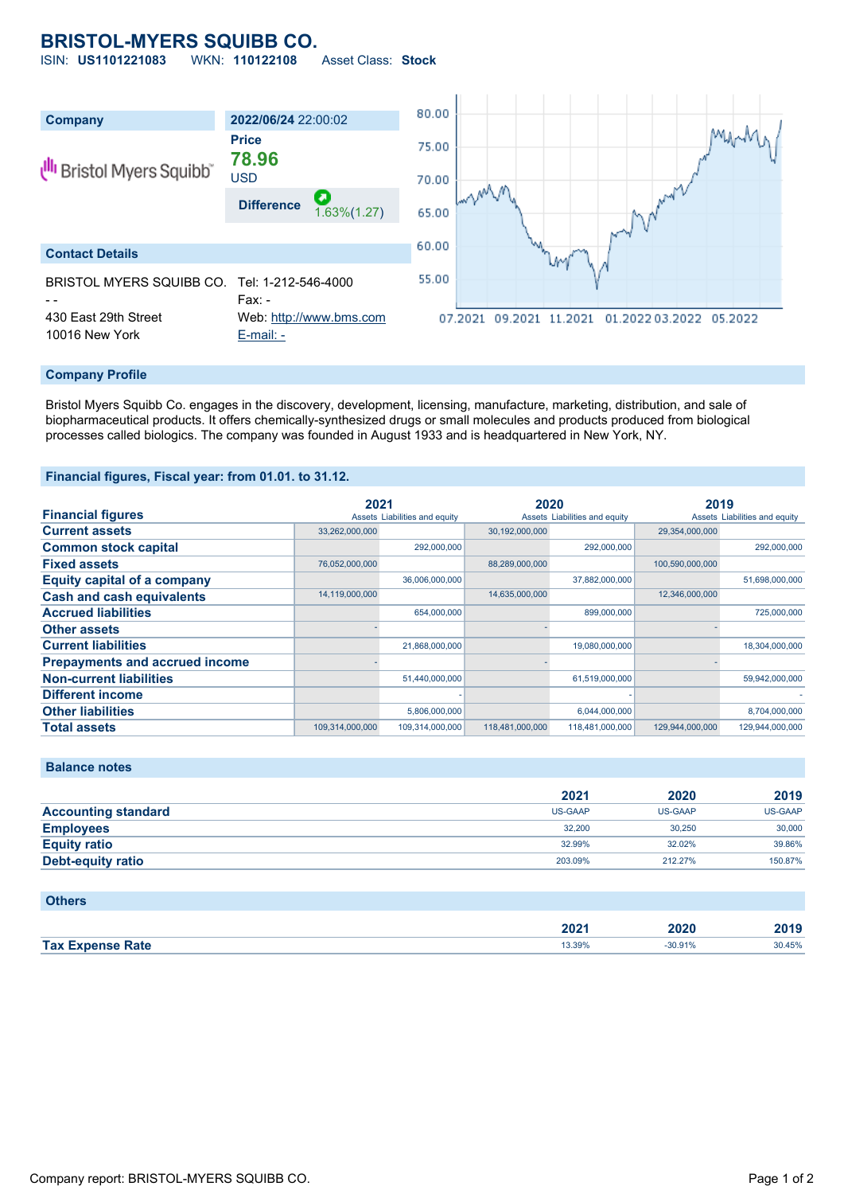# BRISTOL-MYERS SQUIBB CO.

ISIN: **US1101221083** WKN: **110122108** Asset Class: **Stock**

| Company | 2022/06/24 22:00:02 |
|---|---|
| Bristol Myers Squibb | Price **78.96** USD |
| | Difference 1.63%(1.27) |

## Contact Details

BRISTOL MYERS SQUIBB CO.
- -
430 East 29th Street
10016 New York

Tel: 1-212-546-4000
Fax: -
Web: http://www.bms.com
E-mail: -

## Company Profile

Bristol Myers Squibb Co. engages in the discovery, development, licensing, manufacture, marketing, distribution, and sale of biopharmaceutical products. It offers chemically-synthesized drugs or small molecules and products produced from biological processes called biologics. The company was founded in August 1933 and is headquartered in New York, NY.

## Financial figures, Fiscal year: from 01.01. to 31.12.

| Financial figures | 2021 | | 2020 | | 2019 | |
|---|---|---|---|---|---|---|
| | Assets | Liabilities and equity | Assets | Liabilities and equity | Assets | Liabilities and equity |
| **Current assets** | 33,262,000,000 | | 30,192,000,000 | | 29,354,000,000 | |
| **Common stock capital** | | 292,000,000 | | 292,000,000 | | 292,000,000 |
| **Fixed assets** | 76,052,000,000 | | 88,289,000,000 | | 100,590,000,000 | |
| **Equity capital of a company** | | 36,006,000,000 | | 37,882,000,000 | | 51,698,000,000 |
| **Cash and cash equivalents** | 14,119,000,000 | | 14,635,000,000 | | 12,346,000,000 | |
| **Accrued liabilities** | | 654,000,000 | | 899,000,000 | | 725,000,000 |
| **Other assets** | - | | - | | - | |
| **Current liabilities** | | 21,868,000,000 | | 19,080,000,000 | | 18,304,000,000 |
| **Prepayments and accrued income** | - | | - | | - | |
| **Non-current liabilities** | | 51,440,000,000 | | 61,519,000,000 | | 59,942,000,000 |
| **Different income** | | - | | - | | - |
| **Other liabilities** | | 5,806,000,000 | | 6,044,000,000 | | 8,704,000,000 |
| **Total assets** | 109,314,000,000 | 109,314,000,000 | 118,481,000,000 | 118,481,000,000 | 129,944,000,000 | 129,944,000,000 |

## Balance notes

| | 2021 | 2020 | 2019 |
|---|---|---|---|
| **Accounting standard** | US-GAAP | US-GAAP | US-GAAP |
| **Employees** | 32,200 | 30,250 | 30,000 |
| **Equity ratio** | 32.99% | 32.02% | 39.86% |
| **Debt-equity ratio** | 203.09% | 212.27% | 150.87% |

## Others

| | 2021 | 2020 | 2019 |
|---|---|---|---|
| **Tax Expense Rate** | 13.39% | -30.91% | 30.45% |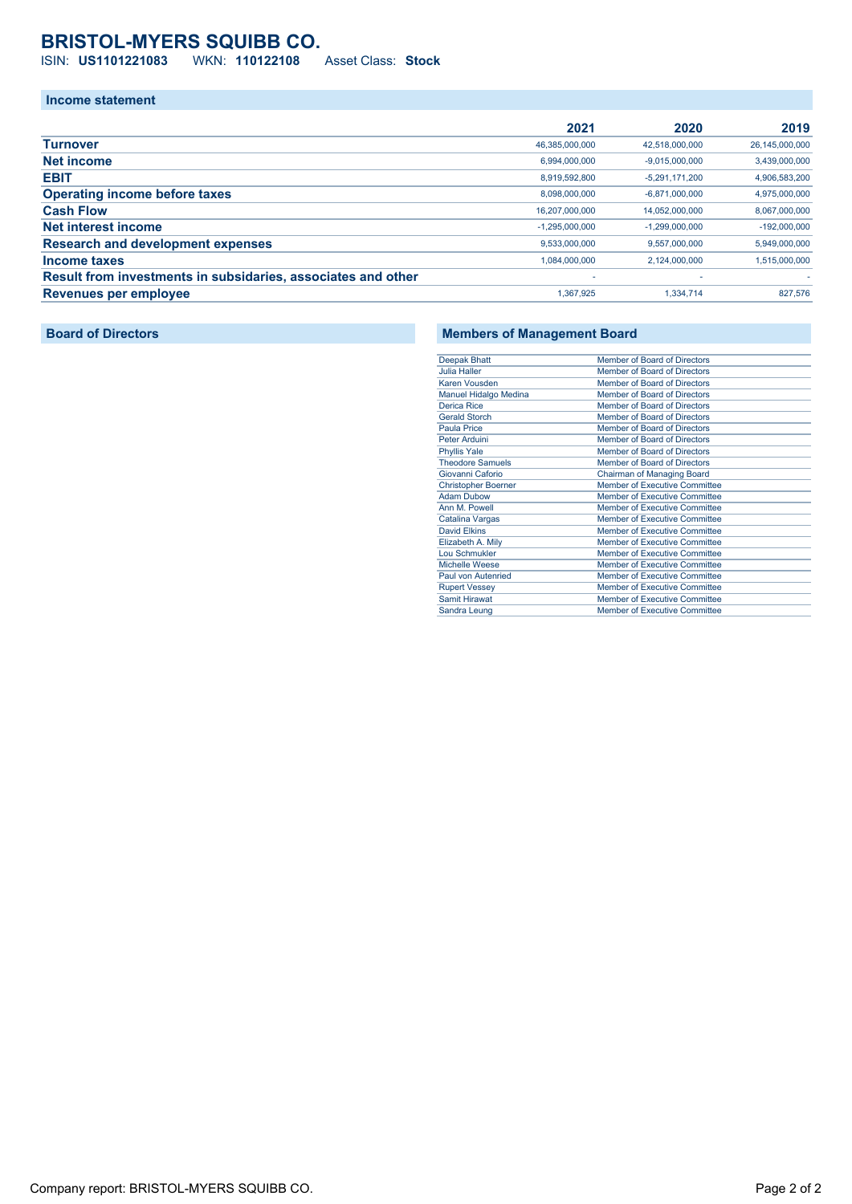# BRISTOL-MYERS SQUIBB CO.

ISIN: **US1101221083** WKN: **110122108** Asset Class: **Stock**

## Income statement

| | 2021 | 2020 | 2019 |
|---|---|---|---|
| **Turnover** | 46,385,000,000 | 42,518,000,000 | 26,145,000,000 |
| **Net income** | 6,994,000,000 | -9,015,000,000 | 3,439,000,000 |
| **EBIT** | 8,919,592,800 | -5,291,171,200 | 4,906,583,200 |
| **Operating income before taxes** | 8,098,000,000 | -6,871,000,000 | 4,975,000,000 |
| **Cash Flow** | 16,207,000,000 | 14,052,000,000 | 8,067,000,000 |
| **Net interest income** | -1,295,000,000 | -1,299,000,000 | -192,000,000 |
| **Research and development expenses** | 9,533,000,000 | 9,557,000,000 | 5,949,000,000 |
| **Income taxes** | 1,084,000,000 | 2,124,000,000 | 1,515,000,000 |
| **Result from investments in subsidaries, associates and other** | - | - | - |
| **Revenues per employee** | 1,367,925 | 1,334,714 | 827,576 |

## Board of Directors

## Members of Management Board

| | |
|---|---|
| Deepak Bhatt | Member of Board of Directors |
| Julia Haller | Member of Board of Directors |
| Karen Vousden | Member of Board of Directors |
| Manuel Hidalgo Medina | Member of Board of Directors |
| Derica Rice | Member of Board of Directors |
| Gerald Storch | Member of Board of Directors |
| Paula Price | Member of Board of Directors |
| Peter Arduini | Member of Board of Directors |
| Phyllis Yale | Member of Board of Directors |
| Theodore Samuels | Member of Board of Directors |
| Giovanni Caforio | Chairman of Managing Board |
| Christopher Boerner | Member of Executive Committee |
| Adam Dubow | Member of Executive Committee |
| Ann M. Powell | Member of Executive Committee |
| Catalina Vargas | Member of Executive Committee |
| David Elkins | Member of Executive Committee |
| Elizabeth A. Mily | Member of Executive Committee |
| Lou Schmukler | Member of Executive Committee |
| Michelle Weese | Member of Executive Committee |
| Paul von Autenried | Member of Executive Committee |
| Rupert Vessey | Member of Executive Committee |
| Samit Hirawat | Member of Executive Committee |
| Sandra Leung | Member of Executive Committee |